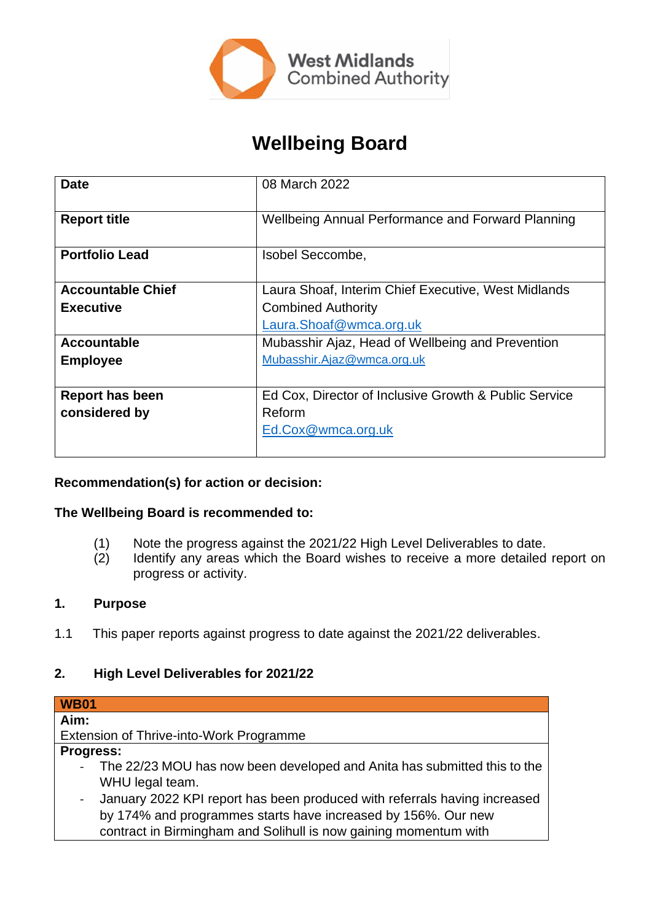# Wellbeing Board

| Date | 08 March 2022 |
|---|---|
| **Report title** | Wellbeing Annual Performance and Forward Planning |
| **Portfolio Lead** | Isobel Seccombe, |
| **Accountable Chief Executive** | Laura Shoaf, Interim Chief Executive, West Midlands Combined Authority Laura.Shoaf@wmca.org.uk |
| **Accountable Employee** | Mubasshir Ajaz, Head of Wellbeing and Prevention Mubasshir.Ajaz@wmca.org.uk |
| **Report has been considered by** | Ed Cox, Director of Inclusive Growth & Public Service Reform Ed.Cox@wmca.org.uk |

**Recommendation(s) for action or decision:**

**The Wellbeing Board is recommended to:**

(1) Note the progress against the 2021/22 High Level Deliverables to date.
(2) Identify any areas which the Board wishes to receive a more detailed report on progress or activity.

## 1. Purpose

1.1 This paper reports against progress to date against the 2021/22 deliverables.

## 2. High Level Deliverables for 2021/22

| WB01 |
|---|
| **Aim:**<br>Extension of Thrive-into-Work Programme |
| **Progress:**<br>- The 22/23 MOU has now been developed and Anita has submitted this to the WHU legal team.<br>- January 2022 KPI report has been produced with referrals having increased by 174% and programmes starts have increased by 156%. Our new contract in Birmingham and Solihull is now gaining momentum with |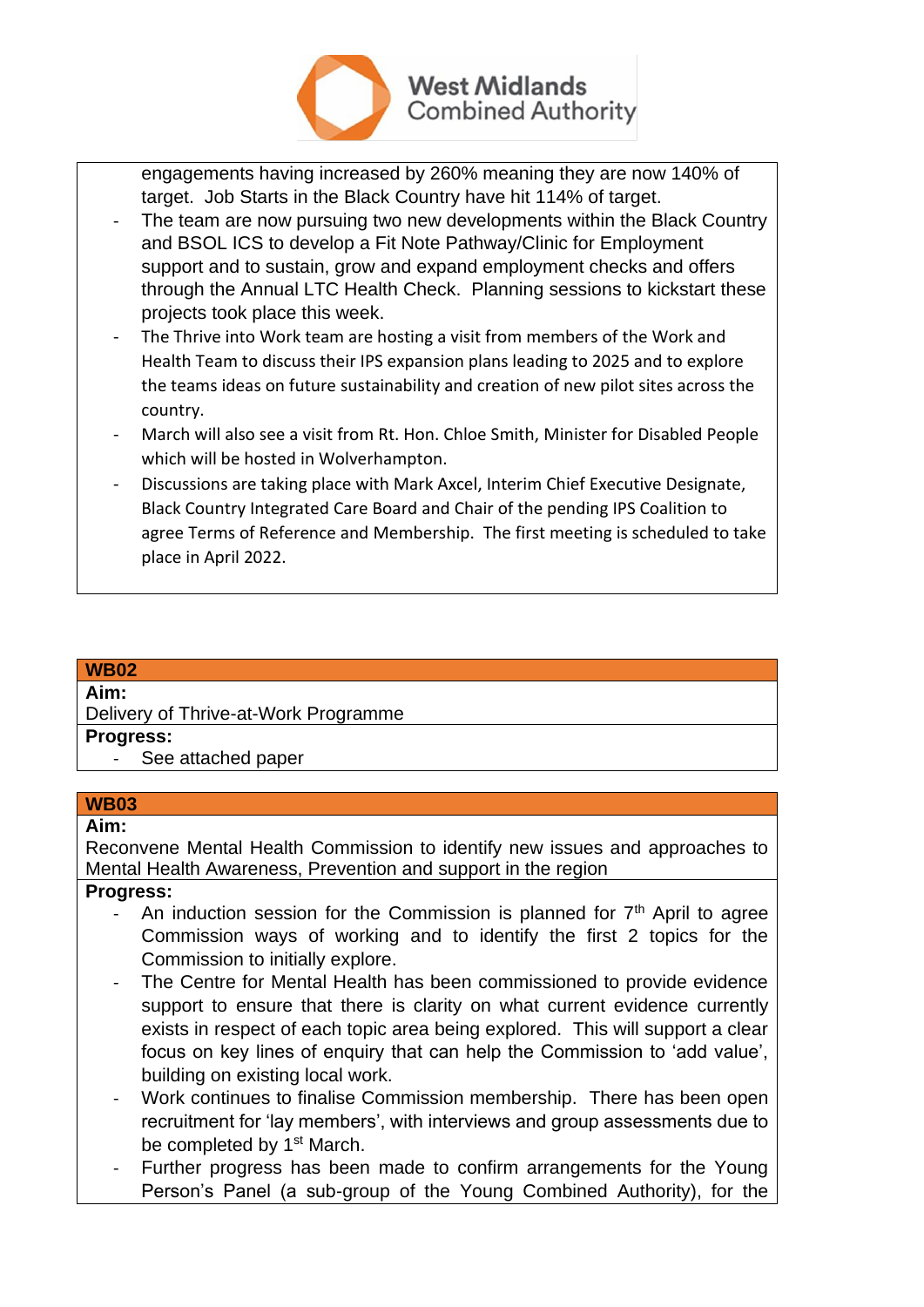engagements having increased by 260% meaning they are now 140% of target. Job Starts in the Black Country have hit 114% of target.

- The team are now pursuing two new developments within the Black Country and BSOL ICS to develop a Fit Note Pathway/Clinic for Employment support and to sustain, grow and expand employment checks and offers through the Annual LTC Health Check. Planning sessions to kickstart these projects took place this week.
- The Thrive into Work team are hosting a visit from members of the Work and Health Team to discuss their IPS expansion plans leading to 2025 and to explore the teams ideas on future sustainability and creation of new pilot sites across the country.
- March will also see a visit from Rt. Hon. Chloe Smith, Minister for Disabled People which will be hosted in Wolverhampton.
- Discussions are taking place with Mark Axcel, Interim Chief Executive Designate, Black Country Integrated Care Board and Chair of the pending IPS Coalition to agree Terms of Reference and Membership. The first meeting is scheduled to take place in April 2022.

## WB02

**Aim:**

Delivery of Thrive-at-Work Programme

**Progress:**

- See attached paper

## WB03

**Aim:**

Reconvene Mental Health Commission to identify new issues and approaches to Mental Health Awareness, Prevention and support in the region

**Progress:**

- An induction session for the Commission is planned for 7th April to agree Commission ways of working and to identify the first 2 topics for the Commission to initially explore.
- The Centre for Mental Health has been commissioned to provide evidence support to ensure that there is clarity on what current evidence currently exists in respect of each topic area being explored. This will support a clear focus on key lines of enquiry that can help the Commission to 'add value', building on existing local work.
- Work continues to finalise Commission membership. There has been open recruitment for 'lay members', with interviews and group assessments due to be completed by 1st March.
- Further progress has been made to confirm arrangements for the Young Person's Panel (a sub-group of the Young Combined Authority), for the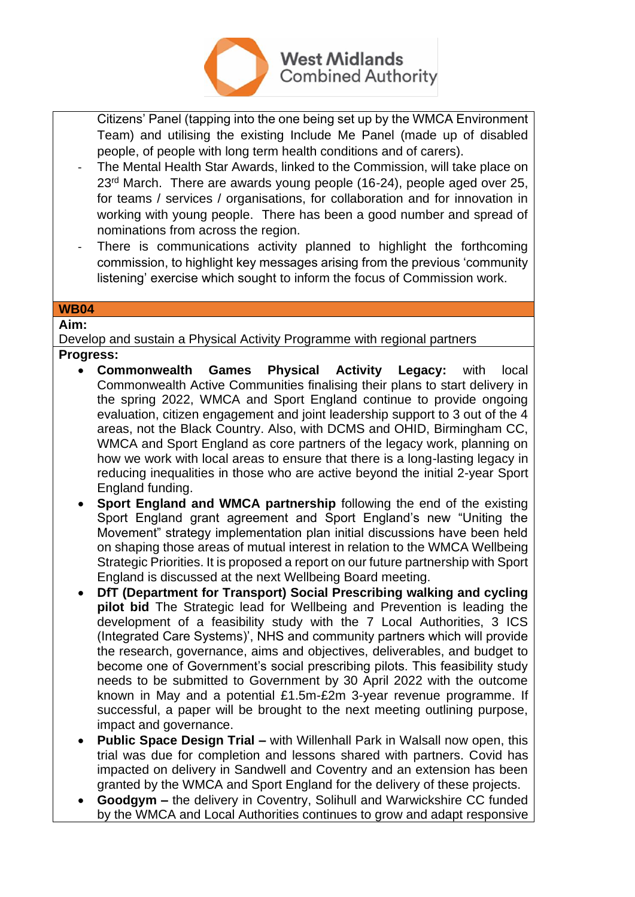Citizens' Panel (tapping into the one being set up by the WMCA Environment Team) and utilising the existing Include Me Panel (made up of disabled people, of people with long term health conditions and of carers).

- The Mental Health Star Awards, linked to the Commission, will take place on 23rd March. There are awards young people (16-24), people aged over 25, for teams / services / organisations, for collaboration and for innovation in working with young people. There has been a good number and spread of nominations from across the region.
- There is communications activity planned to highlight the forthcoming commission, to highlight key messages arising from the previous 'community listening' exercise which sought to inform the focus of Commission work.

**WB04**

**Aim:**

Develop and sustain a Physical Activity Programme with regional partners

**Progress:**

- **Commonwealth Games Physical Activity Legacy:** with local Commonwealth Active Communities finalising their plans to start delivery in the spring 2022, WMCA and Sport England continue to provide ongoing evaluation, citizen engagement and joint leadership support to 3 out of the 4 areas, not the Black Country. Also, with DCMS and OHID, Birmingham CC, WMCA and Sport England as core partners of the legacy work, planning on how we work with local areas to ensure that there is a long-lasting legacy in reducing inequalities in those who are active beyond the initial 2-year Sport England funding.
- **Sport England and WMCA partnership** following the end of the existing Sport England grant agreement and Sport England's new "Uniting the Movement" strategy implementation plan initial discussions have been held on shaping those areas of mutual interest in relation to the WMCA Wellbeing Strategic Priorities. It is proposed a report on our future partnership with Sport England is discussed at the next Wellbeing Board meeting.
- **DfT (Department for Transport) Social Prescribing walking and cycling pilot bid** The Strategic lead for Wellbeing and Prevention is leading the development of a feasibility study with the 7 Local Authorities, 3 ICS (Integrated Care Systems)', NHS and community partners which will provide the research, governance, aims and objectives, deliverables, and budget to become one of Government's social prescribing pilots. This feasibility study needs to be submitted to Government by 30 April 2022 with the outcome known in May and a potential £1.5m-£2m 3-year revenue programme. If successful, a paper will be brought to the next meeting outlining purpose, impact and governance.
- **Public Space Design Trial –** with Willenhall Park in Walsall now open, this trial was due for completion and lessons shared with partners. Covid has impacted on delivery in Sandwell and Coventry and an extension has been granted by the WMCA and Sport England for the delivery of these projects.
- **Goodgym –** the delivery in Coventry, Solihull and Warwickshire CC funded by the WMCA and Local Authorities continues to grow and adapt responsive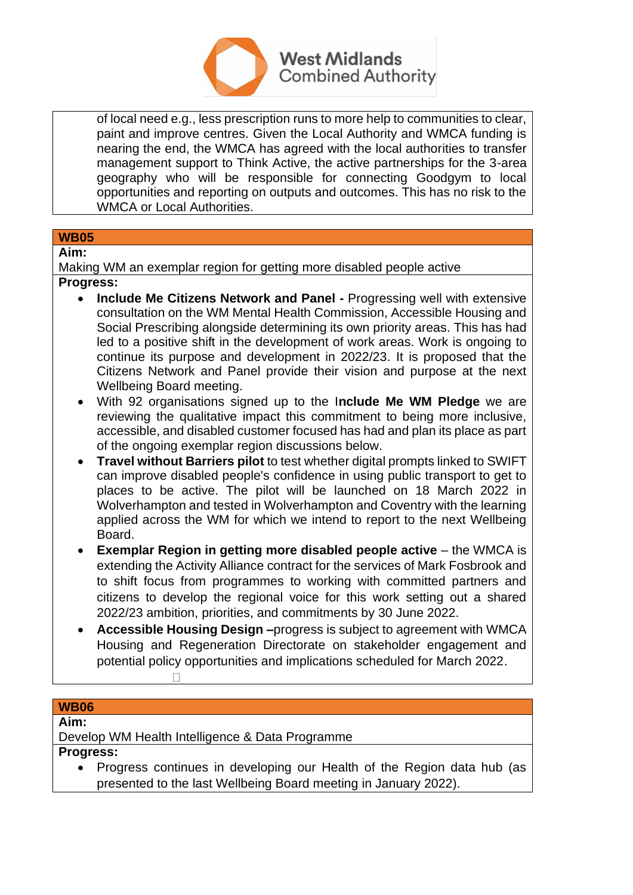of local need e.g., less prescription runs to more help to communities to clear, paint and improve centres. Given the Local Authority and WMCA funding is nearing the end, the WMCA has agreed with the local authorities to transfer management support to Think Active, the active partnerships for the 3-area geography who will be responsible for connecting Goodgym to local opportunities and reporting on outputs and outcomes. This has no risk to the WMCA or Local Authorities.

## WB05

**Aim:**

Making WM an exemplar region for getting more disabled people active

**Progress:**

- **Include Me Citizens Network and Panel -** Progressing well with extensive consultation on the WM Mental Health Commission, Accessible Housing and Social Prescribing alongside determining its own priority areas. This has had led to a positive shift in the development of work areas. Work is ongoing to continue its purpose and development in 2022/23. It is proposed that the Citizens Network and Panel provide their vision and purpose at the next Wellbeing Board meeting.
- With 92 organisations signed up to the **Include Me WM Pledge** we are reviewing the qualitative impact this commitment to being more inclusive, accessible, and disabled customer focused has had and plan its place as part of the ongoing exemplar region discussions below.
- **Travel without Barriers pilot** to test whether digital prompts linked to SWIFT can improve disabled people's confidence in using public transport to get to places to be active. The pilot will be launched on 18 March 2022 in Wolverhampton and tested in Wolverhampton and Coventry with the learning applied across the WM for which we intend to report to the next Wellbeing Board.
- **Exemplar Region in getting more disabled people active** – the WMCA is extending the Activity Alliance contract for the services of Mark Fosbrook and to shift focus from programmes to working with committed partners and citizens to develop the regional voice for this work setting out a shared 2022/23 ambition, priorities, and commitments by 30 June 2022.
- **Accessible Housing Design –**progress is subject to agreement with WMCA Housing and Regeneration Directorate on stakeholder engagement and potential policy opportunities and implications scheduled for March 2022.

## WB06

**Aim:**

Develop WM Health Intelligence & Data Programme

**Progress:**

- Progress continues in developing our Health of the Region data hub (as presented to the last Wellbeing Board meeting in January 2022).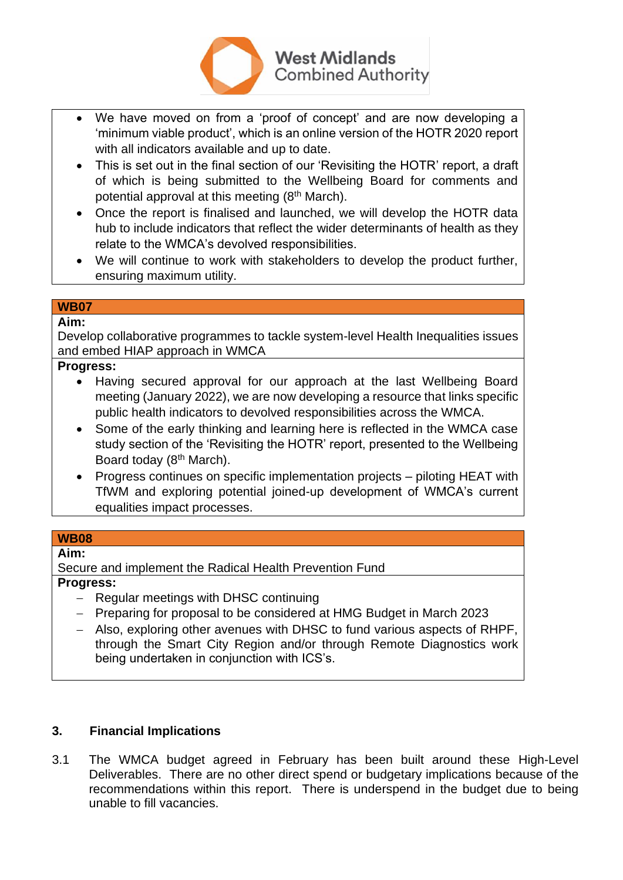- We have moved on from a 'proof of concept' and are now developing a 'minimum viable product', which is an online version of the HOTR 2020 report with all indicators available and up to date.
- This is set out in the final section of our 'Revisiting the HOTR' report, a draft of which is being submitted to the Wellbeing Board for comments and potential approval at this meeting (8th March).
- Once the report is finalised and launched, we will develop the HOTR data hub to include indicators that reflect the wider determinants of health as they relate to the WMCA's devolved responsibilities.
- We will continue to work with stakeholders to develop the product further, ensuring maximum utility.

**WB07**

**Aim:**

Develop collaborative programmes to tackle system-level Health Inequalities issues and embed HIAP approach in WMCA

**Progress:**

- Having secured approval for our approach at the last Wellbeing Board meeting (January 2022), we are now developing a resource that links specific public health indicators to devolved responsibilities across the WMCA.
- Some of the early thinking and learning here is reflected in the WMCA case study section of the 'Revisiting the HOTR' report, presented to the Wellbeing Board today (8th March).
- Progress continues on specific implementation projects – piloting HEAT with TfWM and exploring potential joined-up development of WMCA's current equalities impact processes.

**WB08**

**Aim:**

Secure and implement the Radical Health Prevention Fund

**Progress:**

- Regular meetings with DHSC continuing
- Preparing for proposal to be considered at HMG Budget in March 2023
- Also, exploring other avenues with DHSC to fund various aspects of RHPF, through the Smart City Region and/or through Remote Diagnostics work being undertaken in conjunction with ICS's.

## 3. Financial Implications

3.1 The WMCA budget agreed in February has been built around these High-Level Deliverables. There are no other direct spend or budgetary implications because of the recommendations within this report. There is underspend in the budget due to being unable to fill vacancies.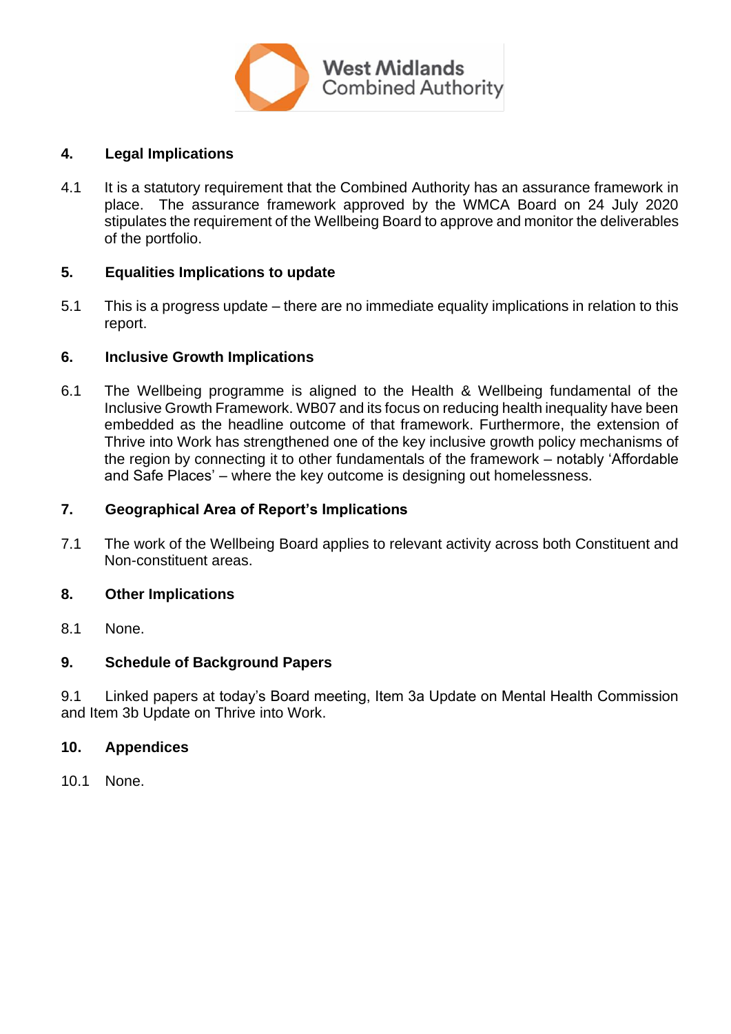## 4. Legal Implications

4.1 It is a statutory requirement that the Combined Authority has an assurance framework in place. The assurance framework approved by the WMCA Board on 24 July 2020 stipulates the requirement of the Wellbeing Board to approve and monitor the deliverables of the portfolio.

## 5. Equalities Implications to update

5.1 This is a progress update – there are no immediate equality implications in relation to this report.

## 6. Inclusive Growth Implications

6.1 The Wellbeing programme is aligned to the Health & Wellbeing fundamental of the Inclusive Growth Framework. WB07 and its focus on reducing health inequality have been embedded as the headline outcome of that framework. Furthermore, the extension of Thrive into Work has strengthened one of the key inclusive growth policy mechanisms of the region by connecting it to other fundamentals of the framework – notably 'Affordable and Safe Places' – where the key outcome is designing out homelessness.

## 7. Geographical Area of Report's Implications

7.1 The work of the Wellbeing Board applies to relevant activity across both Constituent and Non-constituent areas.

## 8. Other Implications

8.1 None.

## 9. Schedule of Background Papers

9.1 Linked papers at today's Board meeting, Item 3a Update on Mental Health Commission and Item 3b Update on Thrive into Work.

## 10. Appendices

10.1 None.